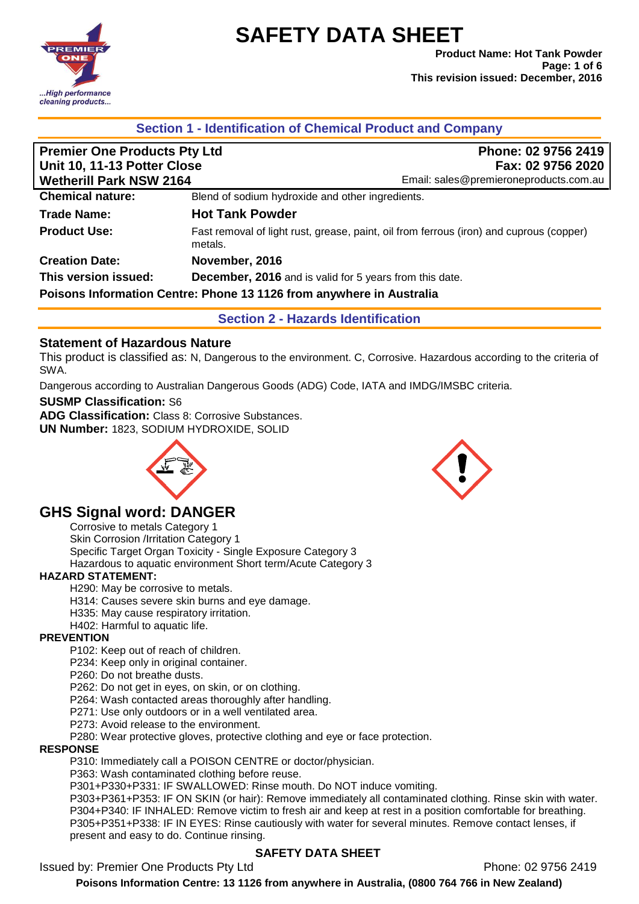# SAFETY DATA SHEET

**Product Name: Hot Tank Powder**
**This revision issued: December, 2016**

## Section 1 - Identification of Chemical Product and Company

| | |
|---|---|
| **Premier One Products Pty Ltd** | **Phone: 02 9756 2419** |
| **Unit 10, 11-13 Potter Close** | **Fax: 02 9756 2020** |
| **Wetherill Park NSW 2164** | Email: sales@premieroneproducts.com.au |

| | |
|---|---|
| **Chemical nature:** | Blend of sodium hydroxide and other ingredients. |
| **Trade Name:** | **Hot Tank Powder** |
| **Product Use:** | Fast removal of light rust, grease, paint, oil from ferrous (iron) and cuprous (copper) metals. |
| **Creation Date:** | **November, 2016** |
| **This version issued:** | **December, 2016** and is valid for 5 years from this date. |

**Poisons Information Centre: Phone 13 1126 from anywhere in Australia**

## Section 2 - Hazards Identification

### Statement of Hazardous Nature

This product is classified as: N, Dangerous to the environment. C, Corrosive. Hazardous according to the criteria of SWA.

Dangerous according to Australian Dangerous Goods (ADG) Code, IATA and IMDG/IMSBC criteria.

**SUSMP Classification:** S6
**ADG Classification:** Class 8: Corrosive Substances.
**UN Number:** 1823, SODIUM HYDROXIDE, SOLID

## GHS Signal word: DANGER

Corrosive to metals Category 1
Skin Corrosion /Irritation Category 1
Specific Target Organ Toxicity - Single Exposure Category 3
Hazardous to aquatic environment Short term/Acute Category 3

**HAZARD STATEMENT:**

H290: May be corrosive to metals.
H314: Causes severe skin burns and eye damage.
H335: May cause respiratory irritation.
H402: Harmful to aquatic life.

**PREVENTION**

P102: Keep out of reach of children.
P234: Keep only in original container.
P260: Do not breathe dusts.
P262: Do not get in eyes, on skin, or on clothing.
P264: Wash contacted areas thoroughly after handling.
P271: Use only outdoors or in a well ventilated area.
P273: Avoid release to the environment.
P280: Wear protective gloves, protective clothing and eye or face protection.

**RESPONSE**

P310: Immediately call a POISON CENTRE or doctor/physician.
P363: Wash contaminated clothing before reuse.
P301+P330+P331: IF SWALLOWED: Rinse mouth. Do NOT induce vomiting.
P303+P361+P353: IF ON SKIN (or hair): Remove immediately all contaminated clothing. Rinse skin with water.
P304+P340: IF INHALED: Remove victim to fresh air and keep at rest in a position comfortable for breathing.
P305+P351+P338: IF IN EYES: Rinse cautiously with water for several minutes. Remove contact lenses, if present and easy to do. Continue rinsing.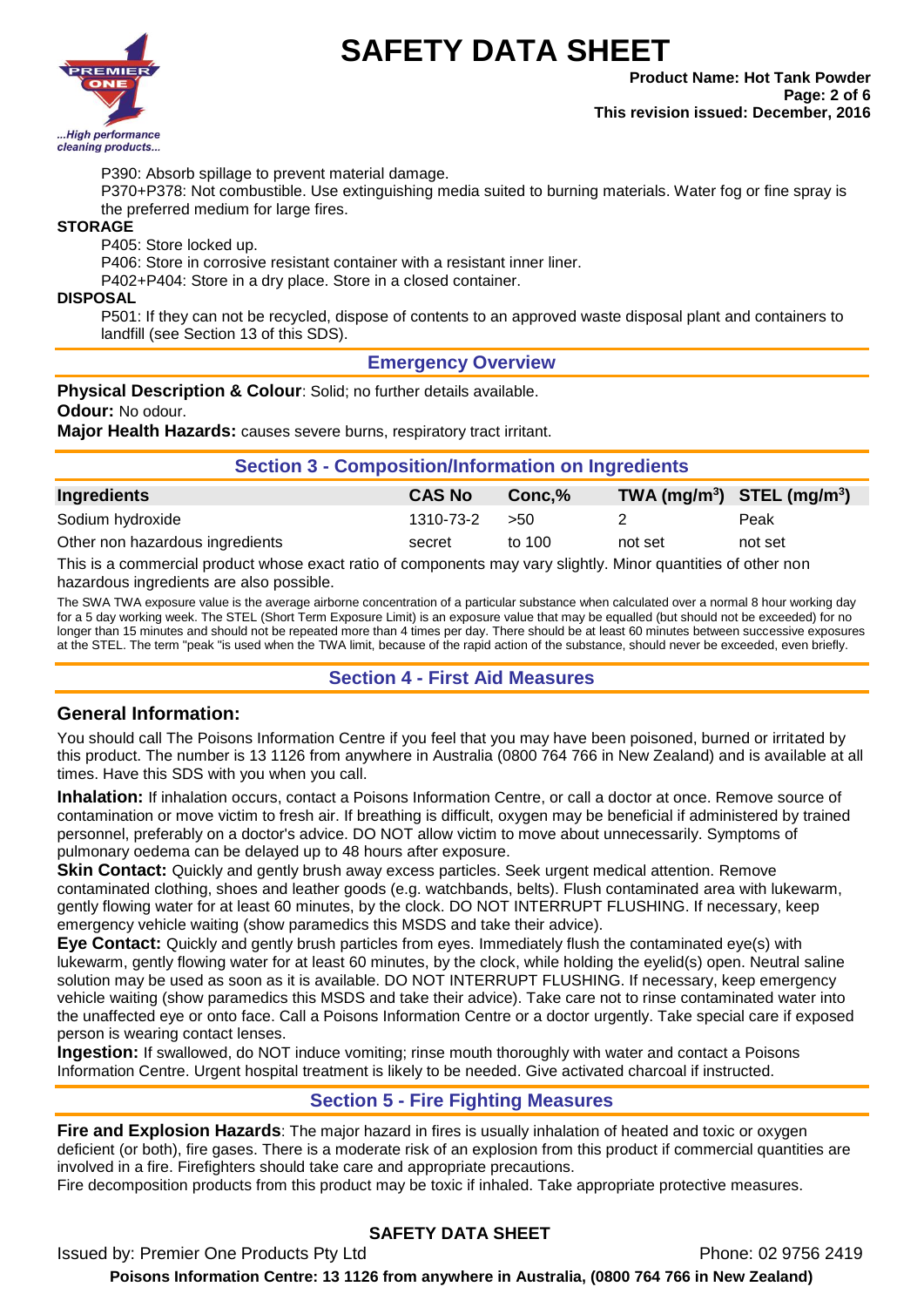P390: Absorb spillage to prevent material damage.

P370+P378: Not combustible. Use extinguishing media suited to burning materials. Water fog or fine spray is the preferred medium for large fires.

**STORAGE**

P405: Store locked up.

P406: Store in corrosive resistant container with a resistant inner liner.

P402+P404: Store in a dry place. Store in a closed container.

**DISPOSAL**

P501: If they can not be recycled, dispose of contents to an approved waste disposal plant and containers to landfill (see Section 13 of this SDS).

## Emergency Overview

**Physical Description & Colour**: Solid; no further details available.

**Odour:** No odour.

**Major Health Hazards:** causes severe burns, respiratory tract irritant.

## Section 3 - Composition/Information on Ingredients

| Ingredients | CAS No | Conc,% | TWA ($mg/m^3$) | STEL ($mg/m^3$) |
|---|---|---|---|---|
| Sodium hydroxide | 1310-73-2 | >50 | 2 | Peak |
| Other non hazardous ingredients | secret | to 100 | not set | not set |

This is a commercial product whose exact ratio of components may vary slightly. Minor quantities of other non hazardous ingredients are also possible.

The SWA TWA exposure value is the average airborne concentration of a particular substance when calculated over a normal 8 hour working day for a 5 day working week. The STEL (Short Term Exposure Limit) is an exposure value that may be equalled (but should not be exceeded) for no longer than 15 minutes and should not be repeated more than 4 times per day. There should be at least 60 minutes between successive exposures at the STEL. The term "peak "is used when the TWA limit, because of the rapid action of the substance, should never be exceeded, even briefly.

## Section 4 - First Aid Measures

### General Information:

You should call The Poisons Information Centre if you feel that you may have been poisoned, burned or irritated by this product. The number is 13 1126 from anywhere in Australia (0800 764 766 in New Zealand) and is available at all times. Have this SDS with you when you call.

**Inhalation:** If inhalation occurs, contact a Poisons Information Centre, or call a doctor at once. Remove source of contamination or move victim to fresh air. If breathing is difficult, oxygen may be beneficial if administered by trained personnel, preferably on a doctor's advice. DO NOT allow victim to move about unnecessarily. Symptoms of pulmonary oedema can be delayed up to 48 hours after exposure.

**Skin Contact:** Quickly and gently brush away excess particles. Seek urgent medical attention. Remove contaminated clothing, shoes and leather goods (e.g. watchbands, belts). Flush contaminated area with lukewarm, gently flowing water for at least 60 minutes, by the clock. DO NOT INTERRUPT FLUSHING. If necessary, keep emergency vehicle waiting (show paramedics this MSDS and take their advice).

**Eye Contact:** Quickly and gently brush particles from eyes. Immediately flush the contaminated eye(s) with lukewarm, gently flowing water for at least 60 minutes, by the clock, while holding the eyelid(s) open. Neutral saline solution may be used as soon as it is available. DO NOT INTERRUPT FLUSHING. If necessary, keep emergency vehicle waiting (show paramedics this MSDS and take their advice). Take care not to rinse contaminated water into the unaffected eye or onto face. Call a Poisons Information Centre or a doctor urgently. Take special care if exposed person is wearing contact lenses.

**Ingestion:** If swallowed, do NOT induce vomiting; rinse mouth thoroughly with water and contact a Poisons Information Centre. Urgent hospital treatment is likely to be needed. Give activated charcoal if instructed.

## Section 5 - Fire Fighting Measures

**Fire and Explosion Hazards**: The major hazard in fires is usually inhalation of heated and toxic or oxygen deficient (or both), fire gases. There is a moderate risk of an explosion from this product if commercial quantities are involved in a fire. Firefighters should take care and appropriate precautions.

Fire decomposition products from this product may be toxic if inhaled. Take appropriate protective measures.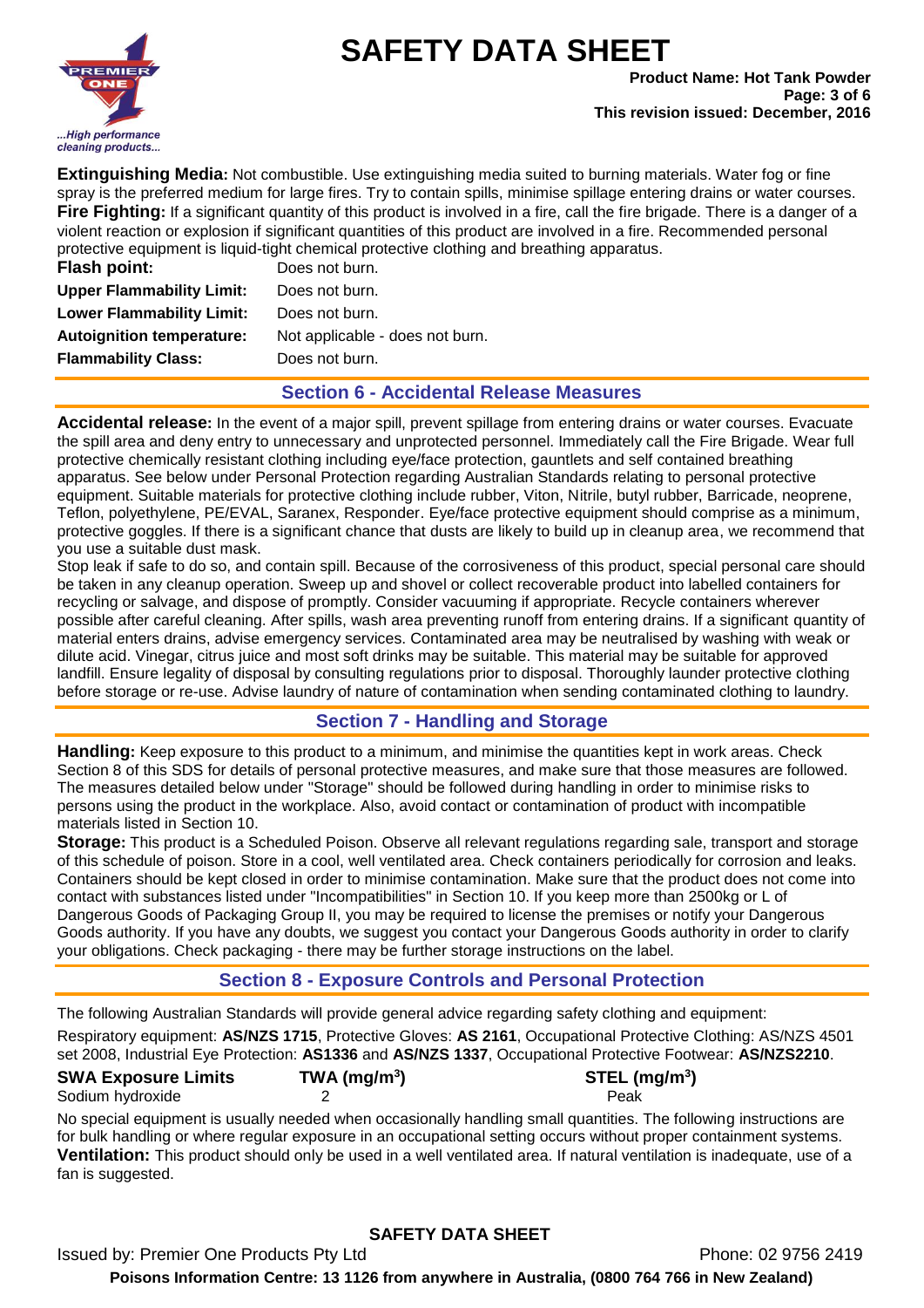**Extinguishing Media:** Not combustible. Use extinguishing media suited to burning materials. Water fog or fine spray is the preferred medium for large fires. Try to contain spills, minimise spillage entering drains or water courses.
**Fire Fighting:** If a significant quantity of this product is involved in a fire, call the fire brigade. There is a danger of a violent reaction or explosion if significant quantities of this product are involved in a fire. Recommended personal protective equipment is liquid-tight chemical protective clothing and breathing apparatus.

| | |
|---|---|
| **Flash point:** | Does not burn. |
| **Upper Flammability Limit:** | Does not burn. |
| **Lower Flammability Limit:** | Does not burn. |
| **Autoignition temperature:** | Not applicable - does not burn. |
| **Flammability Class:** | Does not burn. |

## Section 6 - Accidental Release Measures

**Accidental release:** In the event of a major spill, prevent spillage from entering drains or water courses. Evacuate the spill area and deny entry to unnecessary and unprotected personnel. Immediately call the Fire Brigade. Wear full protective chemically resistant clothing including eye/face protection, gauntlets and self contained breathing apparatus. See below under Personal Protection regarding Australian Standards relating to personal protective equipment. Suitable materials for protective clothing include rubber, Viton, Nitrile, butyl rubber, Barricade, neoprene, Teflon, polyethylene, PE/EVAL, Saranex, Responder. Eye/face protective equipment should comprise as a minimum, protective goggles. If there is a significant chance that dusts are likely to build up in cleanup area, we recommend that you use a suitable dust mask.

Stop leak if safe to do so, and contain spill. Because of the corrosiveness of this product, special personal care should be taken in any cleanup operation. Sweep up and shovel or collect recoverable product into labelled containers for recycling or salvage, and dispose of promptly. Consider vacuuming if appropriate. Recycle containers wherever possible after careful cleaning. After spills, wash area preventing runoff from entering drains. If a significant quantity of material enters drains, advise emergency services. Contaminated area may be neutralised by washing with weak or dilute acid. Vinegar, citrus juice and most soft drinks may be suitable. This material may be suitable for approved landfill. Ensure legality of disposal by consulting regulations prior to disposal. Thoroughly launder protective clothing before storage or re-use. Advise laundry of nature of contamination when sending contaminated clothing to laundry.

## Section 7 - Handling and Storage

**Handling:** Keep exposure to this product to a minimum, and minimise the quantities kept in work areas. Check Section 8 of this SDS for details of personal protective measures, and make sure that those measures are followed. The measures detailed below under "Storage" should be followed during handling in order to minimise risks to persons using the product in the workplace. Also, avoid contact or contamination of product with incompatible materials listed in Section 10.

**Storage:** This product is a Scheduled Poison. Observe all relevant regulations regarding sale, transport and storage of this schedule of poison. Store in a cool, well ventilated area. Check containers periodically for corrosion and leaks. Containers should be kept closed in order to minimise contamination. Make sure that the product does not come into contact with substances listed under "Incompatibilities" in Section 10. If you keep more than 2500kg or L of Dangerous Goods of Packaging Group II, you may be required to license the premises or notify your Dangerous Goods authority. If you have any doubts, we suggest you contact your Dangerous Goods authority in order to clarify your obligations. Check packaging - there may be further storage instructions on the label.

## Section 8 - Exposure Controls and Personal Protection

The following Australian Standards will provide general advice regarding safety clothing and equipment:

Respiratory equipment: **AS/NZS 1715**, Protective Gloves: **AS 2161**, Occupational Protective Clothing: AS/NZS 4501 set 2008, Industrial Eye Protection: **AS1336** and **AS/NZS 1337**, Occupational Protective Footwear: **AS/NZS2210**.

| **SWA Exposure Limits** | **TWA ($mg/m^3$)** | **STEL ($mg/m^3$)** |
|---|---|---|
| Sodium hydroxide | 2 | Peak |

No special equipment is usually needed when occasionally handling small quantities. The following instructions are for bulk handling or where regular exposure in an occupational setting occurs without proper containment systems.

**Ventilation:** This product should only be used in a well ventilated area. If natural ventilation is inadequate, use of a fan is suggested.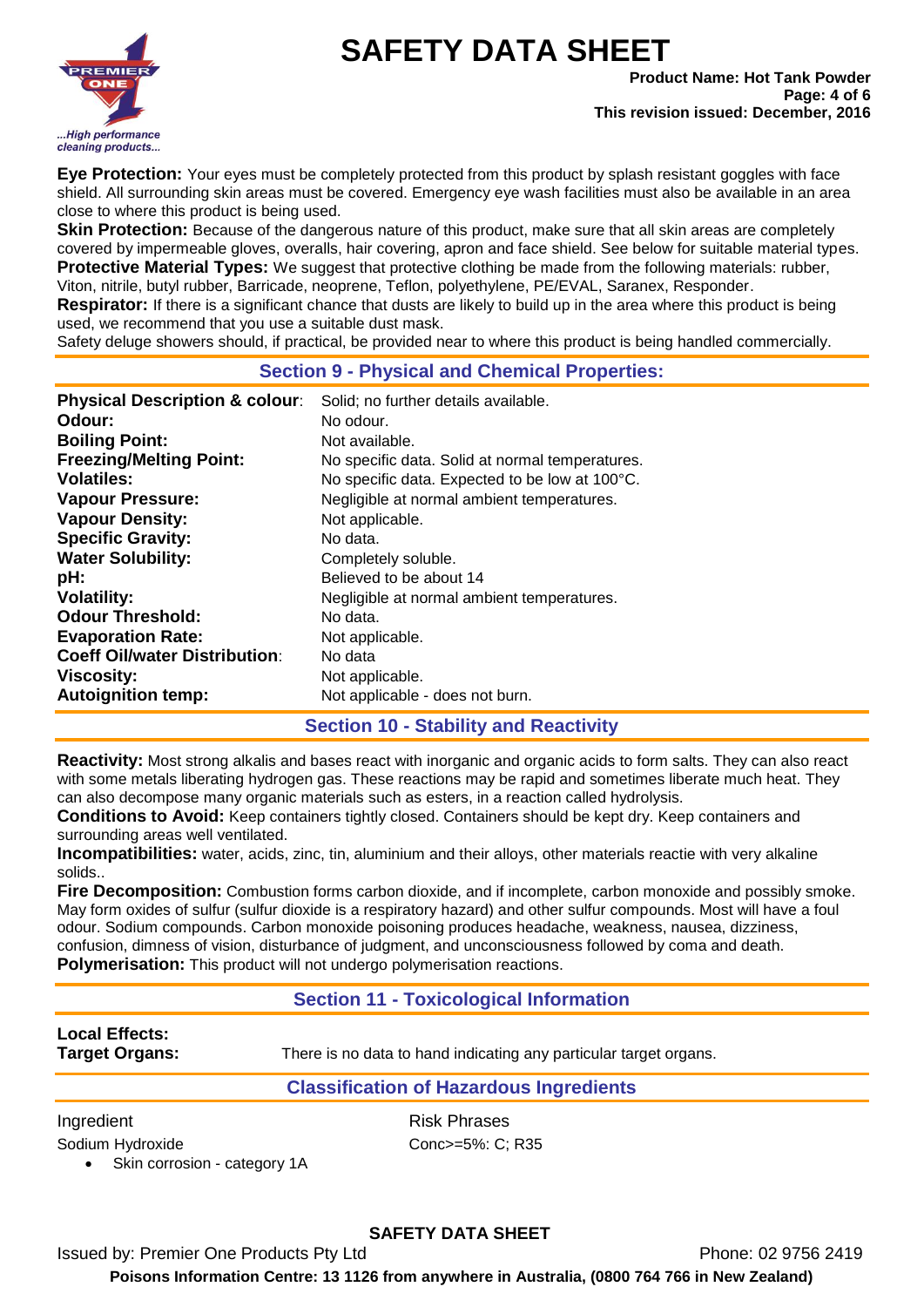**Eye Protection:** Your eyes must be completely protected from this product by splash resistant goggles with face shield. All surrounding skin areas must be covered. Emergency eye wash facilities must also be available in an area close to where this product is being used.

**Skin Protection:** Because of the dangerous nature of this product, make sure that all skin areas are completely covered by impermeable gloves, overalls, hair covering, apron and face shield. See below for suitable material types.

**Protective Material Types:** We suggest that protective clothing be made from the following materials: rubber, Viton, nitrile, butyl rubber, Barricade, neoprene, Teflon, polyethylene, PE/EVAL, Saranex, Responder.

**Respirator:** If there is a significant chance that dusts are likely to build up in the area where this product is being used, we recommend that you use a suitable dust mask.

Safety deluge showers should, if practical, be provided near to where this product is being handled commercially.

## Section 9 - Physical and Chemical Properties:

| | |
|---|---|
| **Physical Description & colour**: | Solid; no further details available. |
| **Odour:** | No odour. |
| **Boiling Point:** | Not available. |
| **Freezing/Melting Point:** | No specific data. Solid at normal temperatures. |
| **Volatiles:** | No specific data. Expected to be low at 100°C. |
| **Vapour Pressure:** | Negligible at normal ambient temperatures. |
| **Vapour Density:** | Not applicable. |
| **Specific Gravity:** | No data. |
| **Water Solubility:** | Completely soluble. |
| **pH:** | Believed to be about 14 |
| **Volatility:** | Negligible at normal ambient temperatures. |
| **Odour Threshold:** | No data. |
| **Evaporation Rate:** | Not applicable. |
| **Coeff Oil/water Distribution**: | No data |
| **Viscosity:** | Not applicable. |
| **Autoignition temp:** | Not applicable - does not burn. |

## Section 10 - Stability and Reactivity

**Reactivity:** Most strong alkalis and bases react with inorganic and organic acids to form salts. They can also react with some metals liberating hydrogen gas. These reactions may be rapid and sometimes liberate much heat. They can also decompose many organic materials such as esters, in a reaction called hydrolysis.

**Conditions to Avoid:** Keep containers tightly closed. Containers should be kept dry. Keep containers and surrounding areas well ventilated.

**Incompatibilities:** water, acids, zinc, tin, aluminium and their alloys, other materials reactie with very alkaline solids..

**Fire Decomposition:** Combustion forms carbon dioxide, and if incomplete, carbon monoxide and possibly smoke. May form oxides of sulfur (sulfur dioxide is a respiratory hazard) and other sulfur compounds. Most will have a foul odour. Sodium compounds. Carbon monoxide poisoning produces headache, weakness, nausea, dizziness, confusion, dimness of vision, disturbance of judgment, and unconsciousness followed by coma and death.

**Polymerisation:** This product will not undergo polymerisation reactions.

## Section 11 - Toxicological Information

**Local Effects:**

**Target Organs:** There is no data to hand indicating any particular target organs.

## Classification of Hazardous Ingredients

| Ingredient | Risk Phrases |
|---|---|
| Sodium Hydroxide<br>• Skin corrosion - category 1A | Conc>=5%: C; R35 |

**SAFETY DATA SHEET**

Issued by: Premier One Products Pty Ltd Phone: 02 9756 2419

**Poisons Information Centre: 13 1126 from anywhere in Australia, (0800 764 766 in New Zealand)**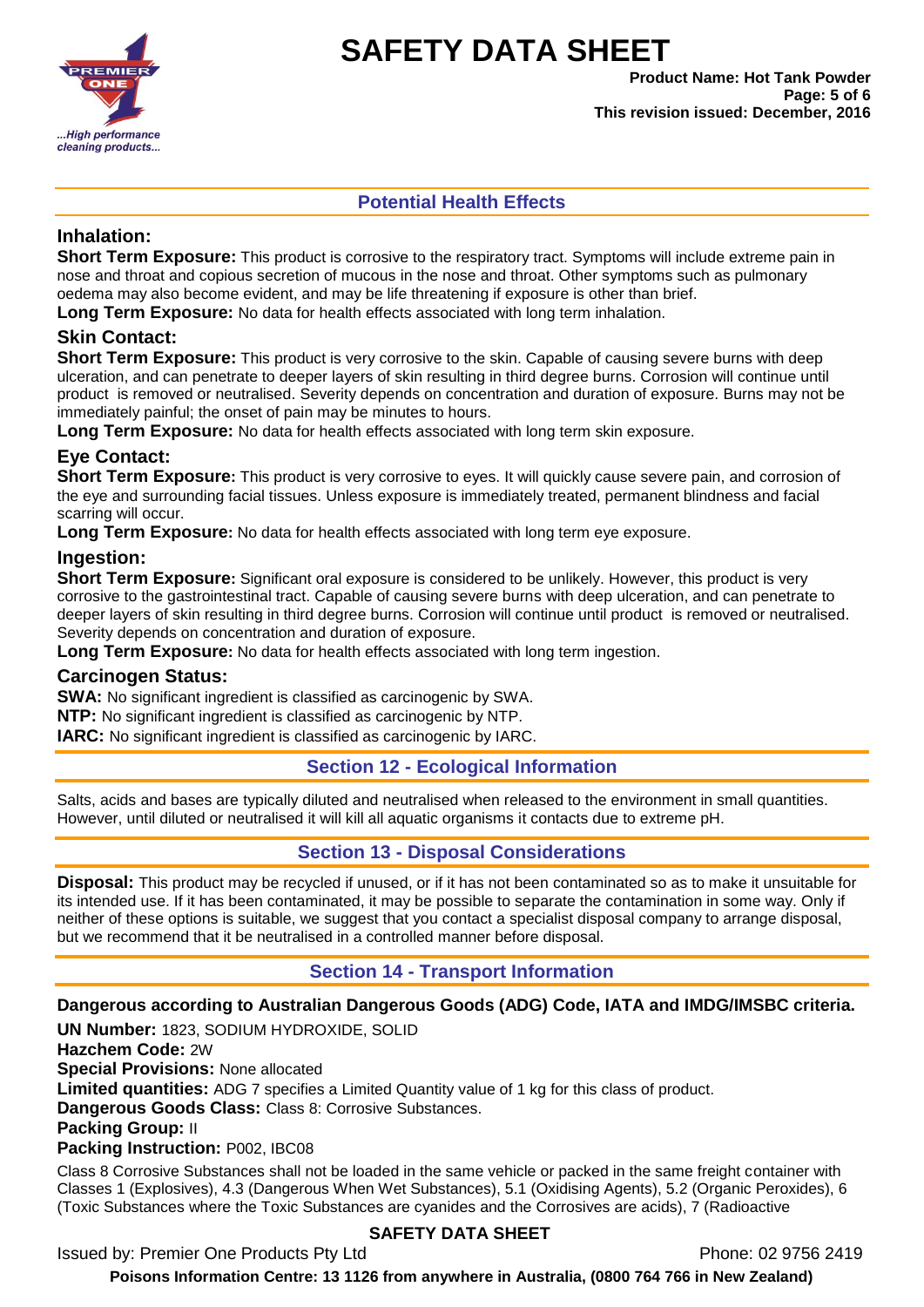## Potential Health Effects

### Inhalation:

**Short Term Exposure:** This product is corrosive to the respiratory tract. Symptoms will include extreme pain in nose and throat and copious secretion of mucous in the nose and throat. Other symptoms such as pulmonary oedema may also become evident, and may be life threatening if exposure is other than brief.

**Long Term Exposure:** No data for health effects associated with long term inhalation.

### Skin Contact:

**Short Term Exposure:** This product is very corrosive to the skin. Capable of causing severe burns with deep ulceration, and can penetrate to deeper layers of skin resulting in third degree burns. Corrosion will continue until product is removed or neutralised. Severity depends on concentration and duration of exposure. Burns may not be immediately painful; the onset of pain may be minutes to hours.

**Long Term Exposure:** No data for health effects associated with long term skin exposure.

### Eye Contact:

**Short Term Exposure:** This product is very corrosive to eyes. It will quickly cause severe pain, and corrosion of the eye and surrounding facial tissues. Unless exposure is immediately treated, permanent blindness and facial scarring will occur.

**Long Term Exposure:** No data for health effects associated with long term eye exposure.

### Ingestion:

**Short Term Exposure:** Significant oral exposure is considered to be unlikely. However, this product is very corrosive to the gastrointestinal tract. Capable of causing severe burns with deep ulceration, and can penetrate to deeper layers of skin resulting in third degree burns. Corrosion will continue until product is removed or neutralised. Severity depends on concentration and duration of exposure.

**Long Term Exposure:** No data for health effects associated with long term ingestion.

### Carcinogen Status:

**SWA:** No significant ingredient is classified as carcinogenic by SWA.

**NTP:** No significant ingredient is classified as carcinogenic by NTP.

**IARC:** No significant ingredient is classified as carcinogenic by IARC.

## Section 12 - Ecological Information

Salts, acids and bases are typically diluted and neutralised when released to the environment in small quantities. However, until diluted or neutralised it will kill all aquatic organisms it contacts due to extreme pH.

## Section 13 - Disposal Considerations

**Disposal:** This product may be recycled if unused, or if it has not been contaminated so as to make it unsuitable for its intended use. If it has been contaminated, it may be possible to separate the contamination in some way. Only if neither of these options is suitable, we suggest that you contact a specialist disposal company to arrange disposal, but we recommend that it be neutralised in a controlled manner before disposal.

## Section 14 - Transport Information

**Dangerous according to Australian Dangerous Goods (ADG) Code, IATA and IMDG/IMSBC criteria.**

**UN Number:** 1823, SODIUM HYDROXIDE, SOLID

**Hazchem Code:** 2W

**Special Provisions:** None allocated

**Limited quantities:** ADG 7 specifies a Limited Quantity value of 1 kg for this class of product.

**Dangerous Goods Class:** Class 8: Corrosive Substances.

**Packing Group:** II

**Packing Instruction:** P002, IBC08

Class 8 Corrosive Substances shall not be loaded in the same vehicle or packed in the same freight container with Classes 1 (Explosives), 4.3 (Dangerous When Wet Substances), 5.1 (Oxidising Agents), 5.2 (Organic Peroxides), 6 (Toxic Substances where the Toxic Substances are cyanides and the Corrosives are acids), 7 (Radioactive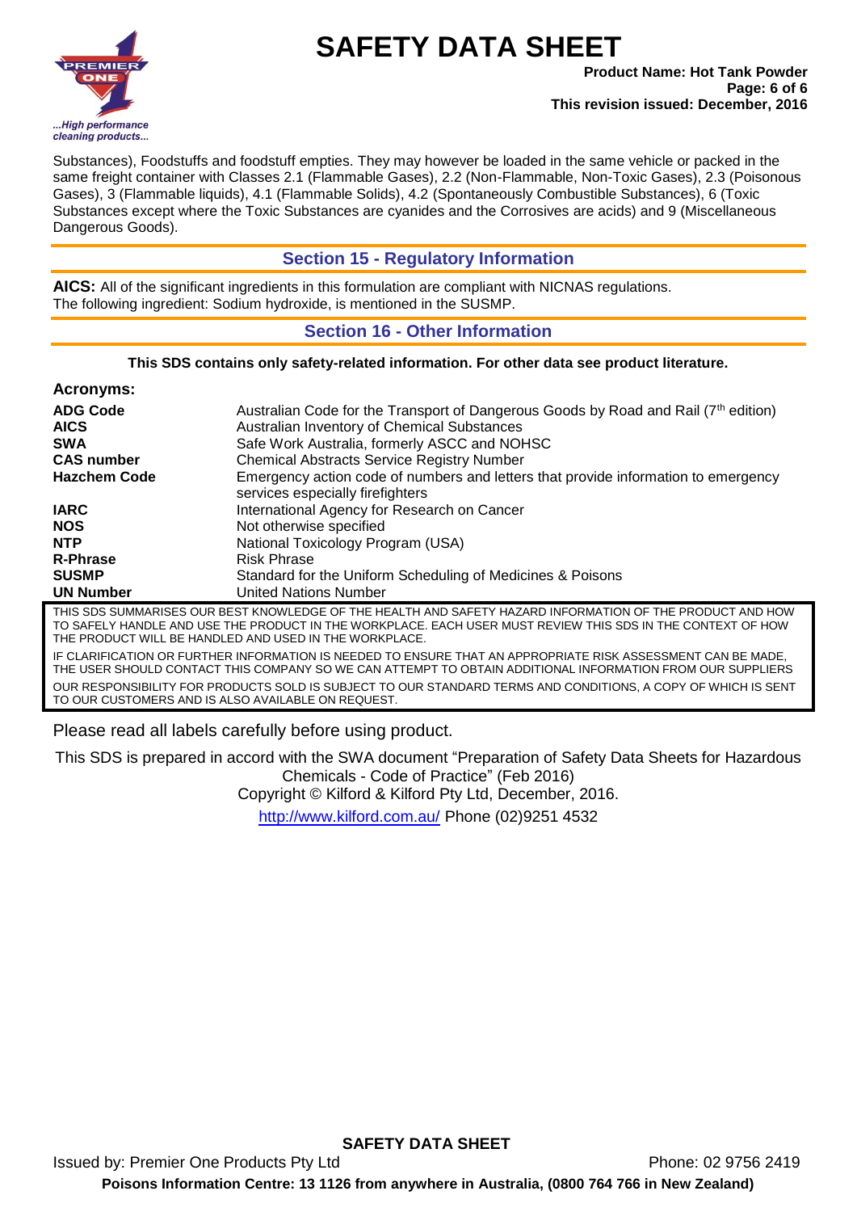Substances), Foodstuffs and foodstuff empties. They may however be loaded in the same vehicle or packed in the same freight container with Classes 2.1 (Flammable Gases), 2.2 (Non-Flammable, Non-Toxic Gases), 2.3 (Poisonous Gases), 3 (Flammable liquids), 4.1 (Flammable Solids), 4.2 (Spontaneously Combustible Substances), 6 (Toxic Substances except where the Toxic Substances are cyanides and the Corrosives are acids) and 9 (Miscellaneous Dangerous Goods).

## Section 15 - Regulatory Information

**AICS:** All of the significant ingredients in this formulation are compliant with NICNAS regulations.
The following ingredient: Sodium hydroxide, is mentioned in the SUSMP.

## Section 16 - Other Information

**This SDS contains only safety-related information. For other data see product literature.**

**Acronyms:**

| | |
|---|---|
| **ADG Code** | Australian Code for the Transport of Dangerous Goods by Road and Rail (7th edition) |
| **AICS** | Australian Inventory of Chemical Substances |
| **SWA** | Safe Work Australia, formerly ASCC and NOHSC |
| **CAS number** | Chemical Abstracts Service Registry Number |
| **Hazchem Code** | Emergency action code of numbers and letters that provide information to emergency services especially firefighters |
| **IARC** | International Agency for Research on Cancer |
| **NOS** | Not otherwise specified |
| **NTP** | National Toxicology Program (USA) |
| **R-Phrase** | Risk Phrase |
| **SUSMP** | Standard for the Uniform Scheduling of Medicines & Poisons |
| **UN Number** | United Nations Number |

THIS SDS SUMMARISES OUR BEST KNOWLEDGE OF THE HEALTH AND SAFETY HAZARD INFORMATION OF THE PRODUCT AND HOW TO SAFELY HANDLE AND USE THE PRODUCT IN THE WORKPLACE. EACH USER MUST REVIEW THIS SDS IN THE CONTEXT OF HOW THE PRODUCT WILL BE HANDLED AND USED IN THE WORKPLACE.

IF CLARIFICATION OR FURTHER INFORMATION IS NEEDED TO ENSURE THAT AN APPROPRIATE RISK ASSESSMENT CAN BE MADE, THE USER SHOULD CONTACT THIS COMPANY SO WE CAN ATTEMPT TO OBTAIN ADDITIONAL INFORMATION FROM OUR SUPPLIERS

OUR RESPONSIBILITY FOR PRODUCTS SOLD IS SUBJECT TO OUR STANDARD TERMS AND CONDITIONS, A COPY OF WHICH IS SENT TO OUR CUSTOMERS AND IS ALSO AVAILABLE ON REQUEST.

Please read all labels carefully before using product.

This SDS is prepared in accord with the SWA document "Preparation of Safety Data Sheets for Hazardous Chemicals - Code of Practice" (Feb 2016)
Copyright © Kilford & Kilford Pty Ltd, December, 2016.
http://www.kilford.com.au/ Phone (02)9251 4532